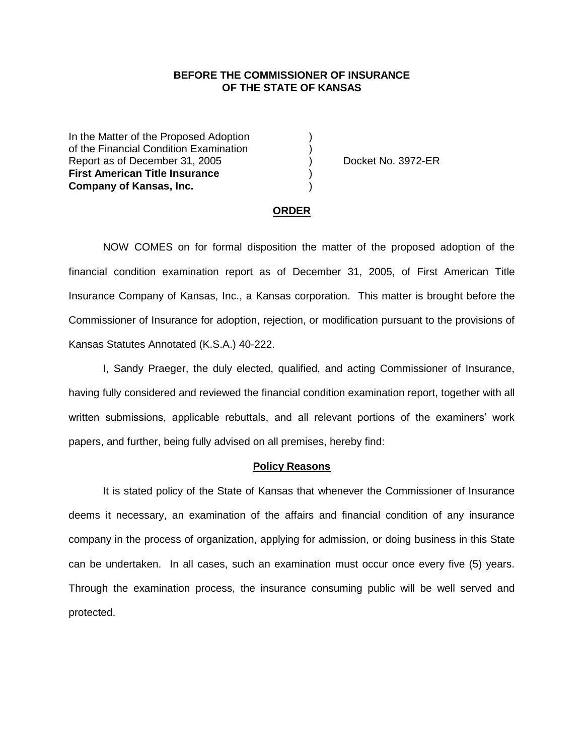**BEFORE THE COMMISSIONER OF INSURANCE**
**OF THE STATE OF KANSAS**

| | | |
|---|---|---|
| In the Matter of the Proposed Adoption | ) | |
| of the Financial Condition Examination | ) | |
| Report as of December 31, 2005 | ) | Docket No. 3972-ER |
| **First American Title Insurance** | ) | |
| **Company of Kansas, Inc.** | ) | |

## ORDER

NOW COMES on for formal disposition the matter of the proposed adoption of the financial condition examination report as of December 31, 2005, of First American Title Insurance Company of Kansas, Inc., a Kansas corporation. This matter is brought before the Commissioner of Insurance for adoption, rejection, or modification pursuant to the provisions of Kansas Statutes Annotated (K.S.A.) 40-222.

I, Sandy Praeger, the duly elected, qualified, and acting Commissioner of Insurance, having fully considered and reviewed the financial condition examination report, together with all written submissions, applicable rebuttals, and all relevant portions of the examiners' work papers, and further, being fully advised on all premises, hereby find:

### Policy Reasons

It is stated policy of the State of Kansas that whenever the Commissioner of Insurance deems it necessary, an examination of the affairs and financial condition of any insurance company in the process of organization, applying for admission, or doing business in this State can be undertaken. In all cases, such an examination must occur once every five (5) years. Through the examination process, the insurance consuming public will be well served and protected.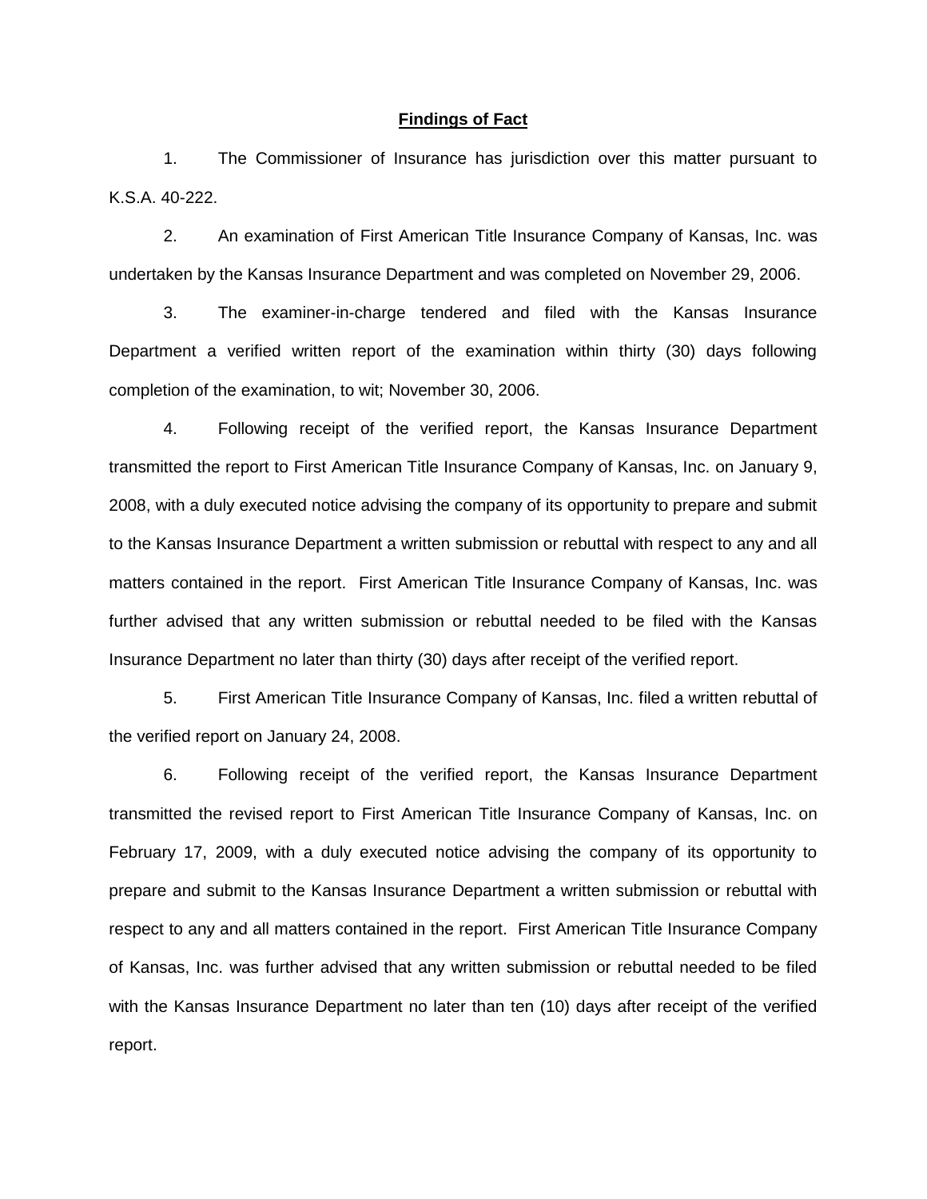## Findings of Fact

1. The Commissioner of Insurance has jurisdiction over this matter pursuant to K.S.A. 40-222.

2. An examination of First American Title Insurance Company of Kansas, Inc. was undertaken by the Kansas Insurance Department and was completed on November 29, 2006.

3. The examiner-in-charge tendered and filed with the Kansas Insurance Department a verified written report of the examination within thirty (30) days following completion of the examination, to wit; November 30, 2006.

4. Following receipt of the verified report, the Kansas Insurance Department transmitted the report to First American Title Insurance Company of Kansas, Inc. on January 9, 2008, with a duly executed notice advising the company of its opportunity to prepare and submit to the Kansas Insurance Department a written submission or rebuttal with respect to any and all matters contained in the report. First American Title Insurance Company of Kansas, Inc. was further advised that any written submission or rebuttal needed to be filed with the Kansas Insurance Department no later than thirty (30) days after receipt of the verified report.

5. First American Title Insurance Company of Kansas, Inc. filed a written rebuttal of the verified report on January 24, 2008.

6. Following receipt of the verified report, the Kansas Insurance Department transmitted the revised report to First American Title Insurance Company of Kansas, Inc. on February 17, 2009, with a duly executed notice advising the company of its opportunity to prepare and submit to the Kansas Insurance Department a written submission or rebuttal with respect to any and all matters contained in the report. First American Title Insurance Company of Kansas, Inc. was further advised that any written submission or rebuttal needed to be filed with the Kansas Insurance Department no later than ten (10) days after receipt of the verified report.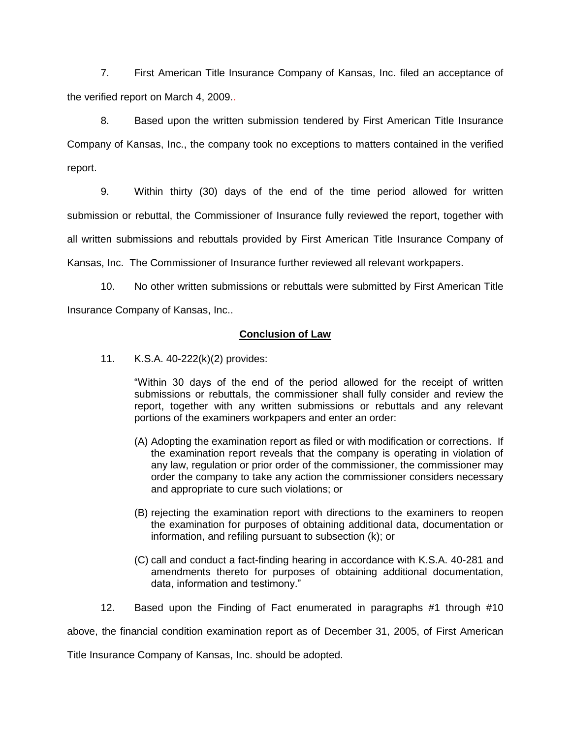7. First American Title Insurance Company of Kansas, Inc. filed an acceptance of the verified report on March 4, 2009..

8. Based upon the written submission tendered by First American Title Insurance Company of Kansas, Inc., the company took no exceptions to matters contained in the verified report.

9. Within thirty (30) days of the end of the time period allowed for written submission or rebuttal, the Commissioner of Insurance fully reviewed the report, together with all written submissions and rebuttals provided by First American Title Insurance Company of Kansas, Inc. The Commissioner of Insurance further reviewed all relevant workpapers.

10. No other written submissions or rebuttals were submitted by First American Title Insurance Company of Kansas, Inc..

## **Conclusion of Law**

11. K.S.A. 40-222(k)(2) provides:

> "Within 30 days of the end of the period allowed for the receipt of written submissions or rebuttals, the commissioner shall fully consider and review the report, together with any written submissions or rebuttals and any relevant portions of the examiners workpapers and enter an order:
>
> (A) Adopting the examination report as filed or with modification or corrections. If the examination report reveals that the company is operating in violation of any law, regulation or prior order of the commissioner, the commissioner may order the company to take any action the commissioner considers necessary and appropriate to cure such violations; or
>
> (B) rejecting the examination report with directions to the examiners to reopen the examination for purposes of obtaining additional data, documentation or information, and refiling pursuant to subsection (k); or
>
> (C) call and conduct a fact-finding hearing in accordance with K.S.A. 40-281 and amendments thereto for purposes of obtaining additional documentation, data, information and testimony."

12. Based upon the Finding of Fact enumerated in paragraphs #1 through #10 above, the financial condition examination report as of December 31, 2005, of First American Title Insurance Company of Kansas, Inc. should be adopted.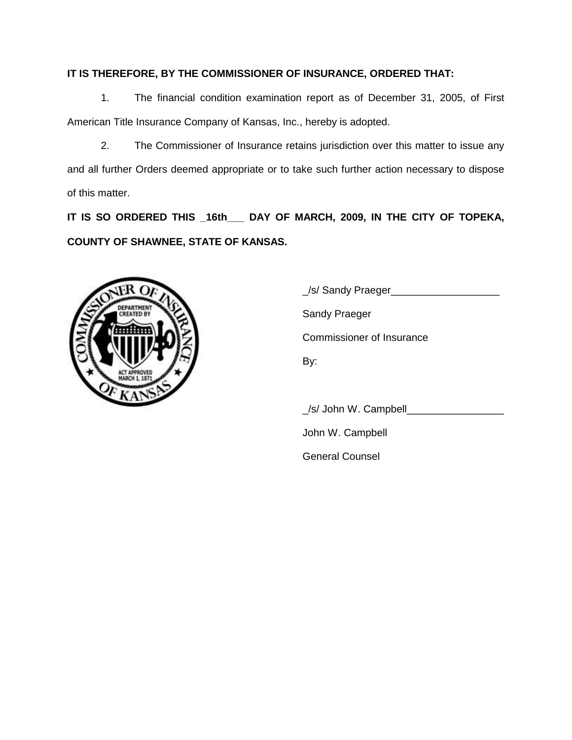**IT IS THEREFORE, BY THE COMMISSIONER OF INSURANCE, ORDERED THAT:**

1. The financial condition examination report as of December 31, 2005, of First American Title Insurance Company of Kansas, Inc., hereby is adopted.

2. The Commissioner of Insurance retains jurisdiction over this matter to issue any and all further Orders deemed appropriate or to take such further action necessary to dispose of this matter.

**IT IS SO ORDERED THIS _16th___ DAY OF MARCH, 2009, IN THE CITY OF TOPEKA, COUNTY OF SHAWNEE, STATE OF KANSAS.**

_/s/ Sandy Praeger___________________

Sandy Praeger

Commissioner of Insurance

By:

_/s/ John W. Campbell_________________

John W. Campbell

General Counsel